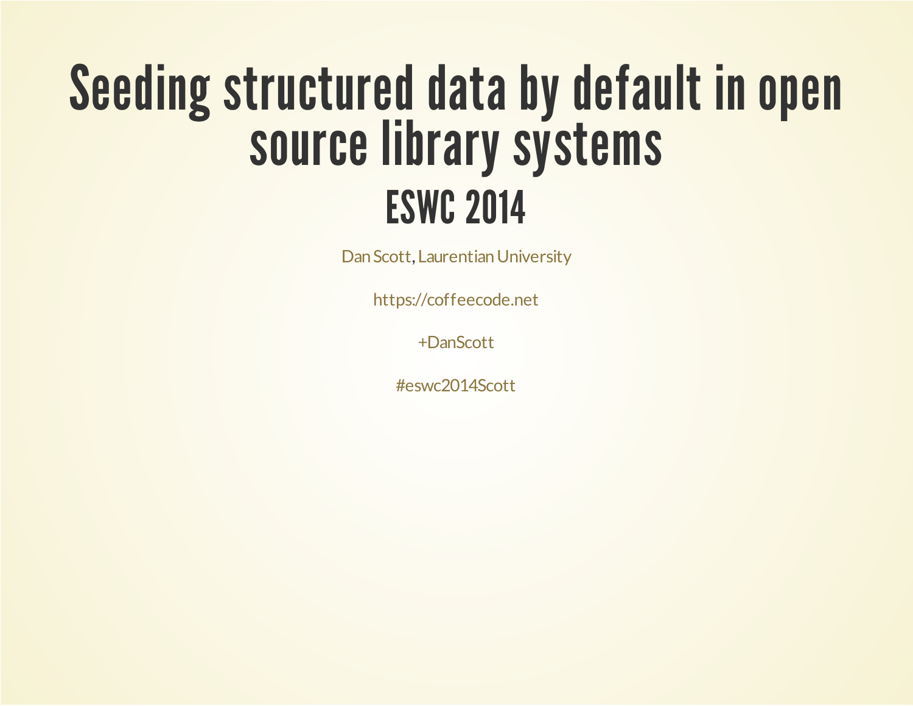# Seeding structured data by default in open source library systems

## ESWC 2014

Dan Scott, Laurentian University

https://coffeecode.net

+DanScott

#eswc2014Scott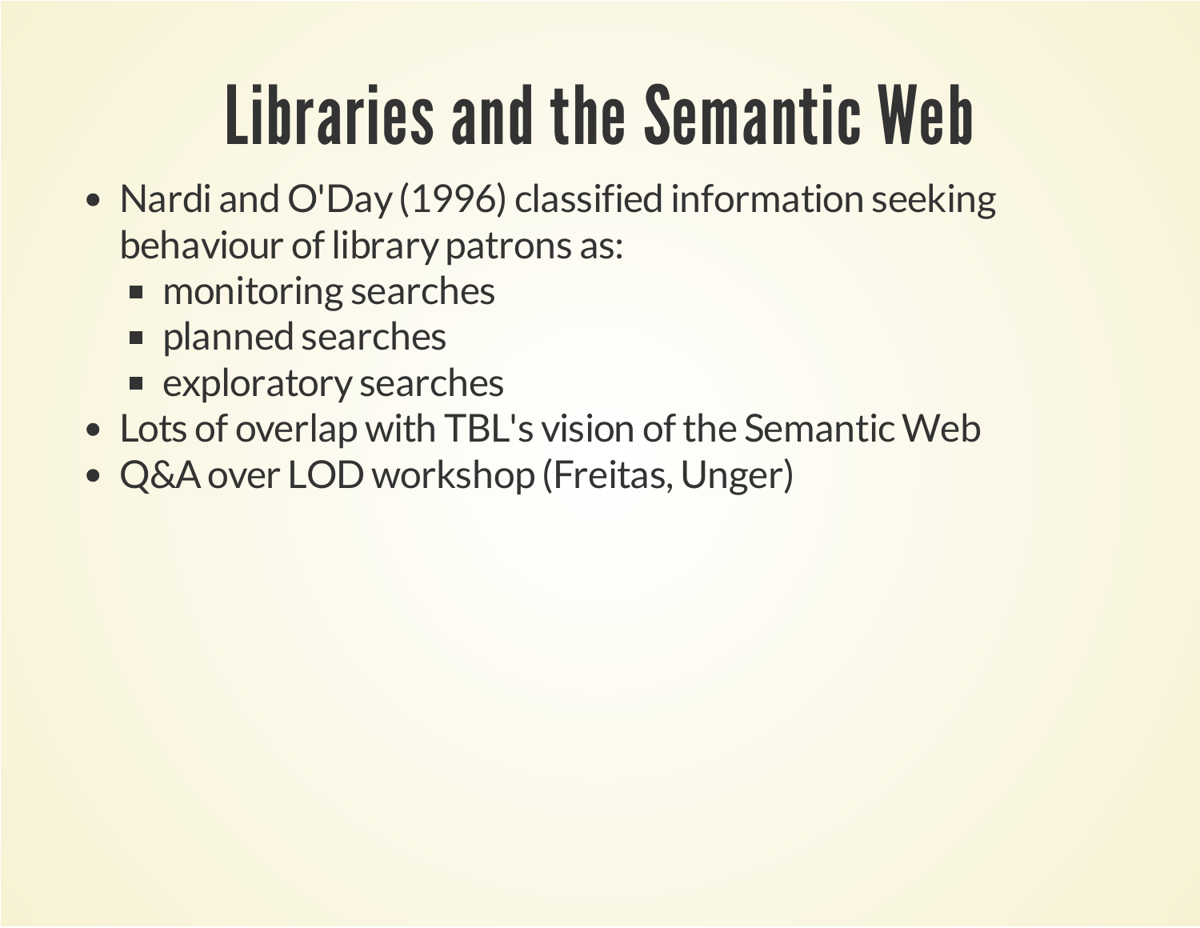# Libraries and the Semantic Web

- Nardi and O'Day (1996) classified information seeking behaviour of library patrons as:
  - monitoring searches
  - planned searches
  - exploratory searches
- Lots of overlap with TBL's vision of the Semantic Web
- Q&A over LOD workshop (Freitas, Unger)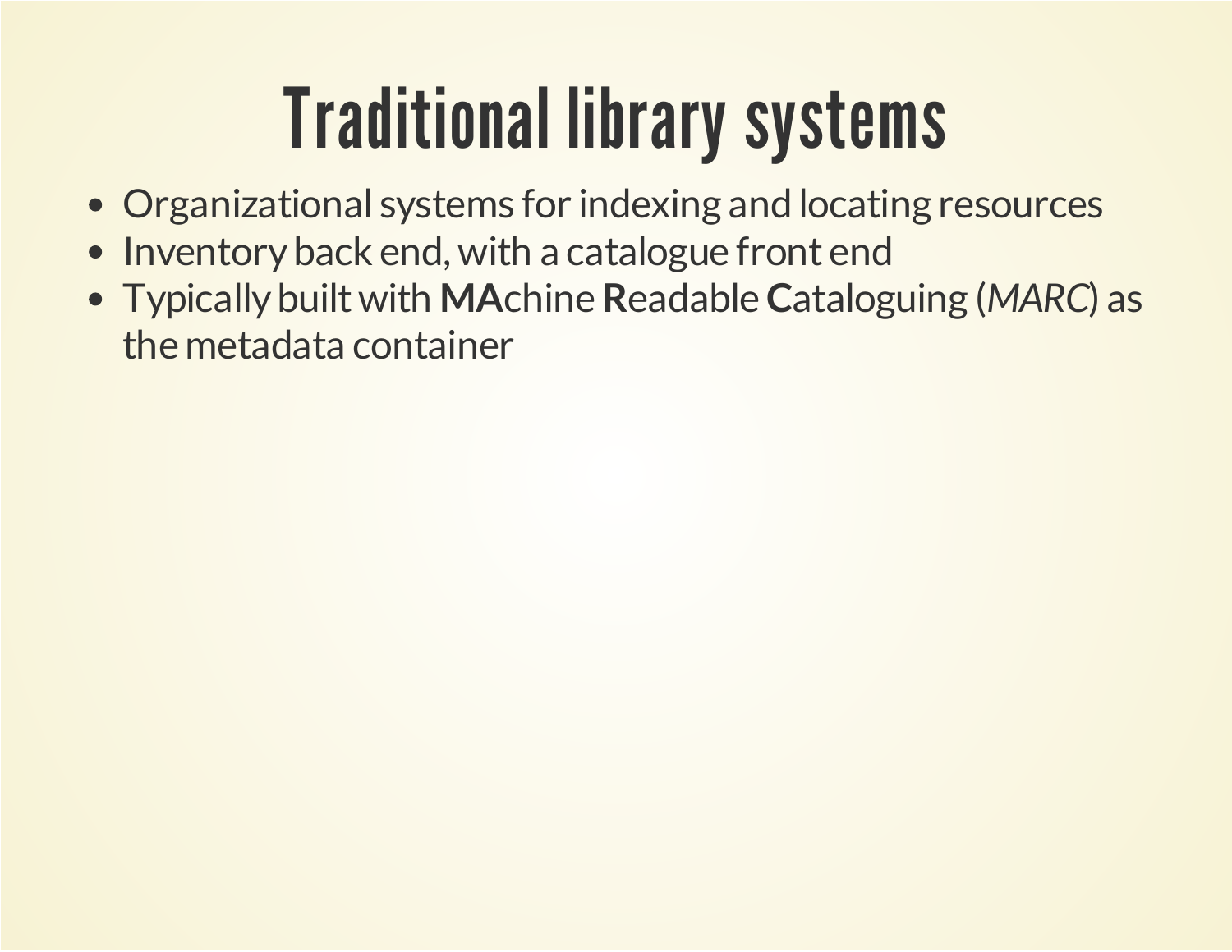# Traditional library systems

- Organizational systems for indexing and locating resources
- Inventory back end, with a catalogue front end
- Typically built with **MA**chine **R**eadable **C**ataloguing (*MARC*) as the metadata container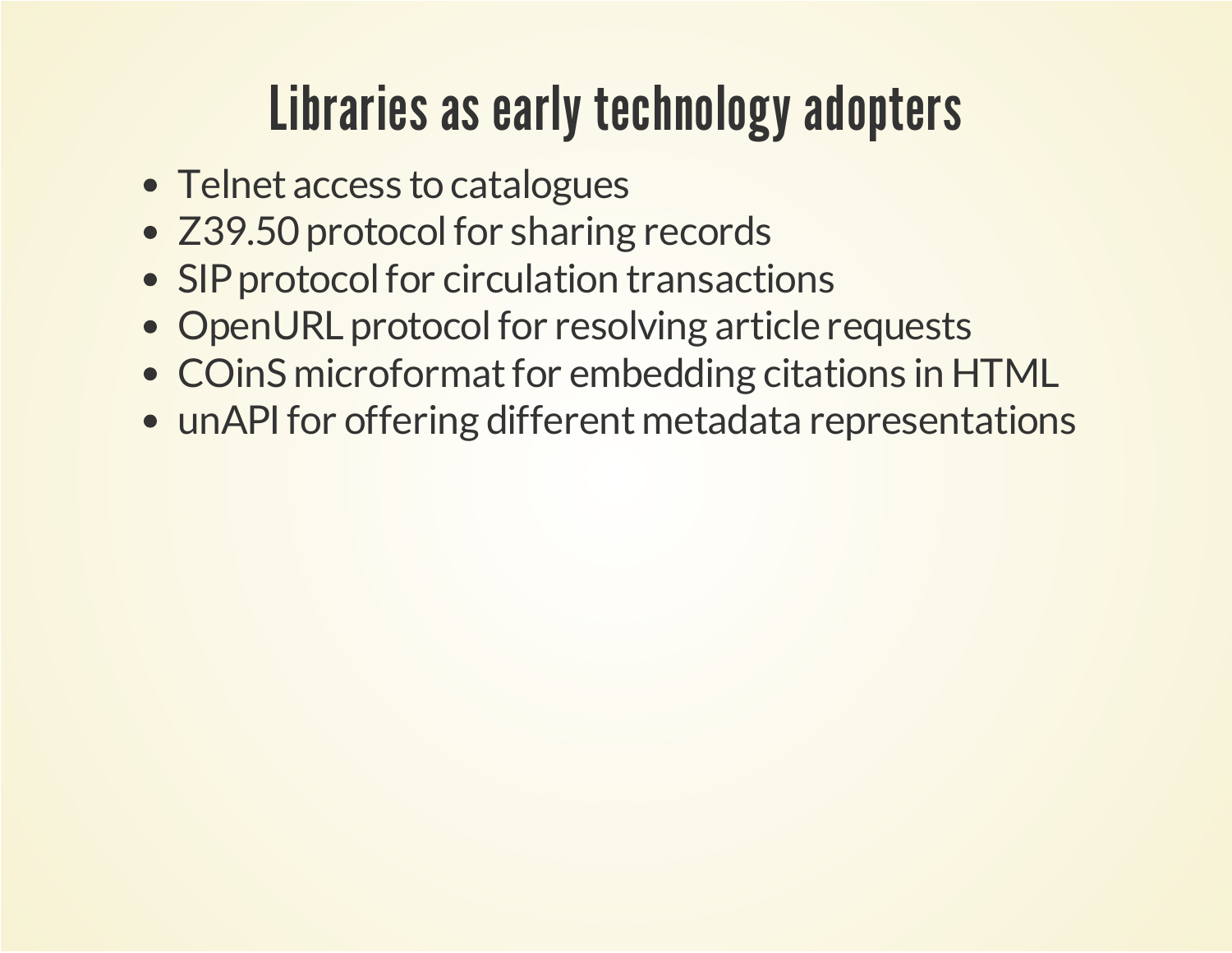# Libraries as early technology adopters

- Telnet access to catalogues
- Z39.50 protocol for sharing records
- SIP protocol for circulation transactions
- OpenURL protocol for resolving article requests
- COinS microformat for embedding citations in HTML
- unAPI for offering different metadata representations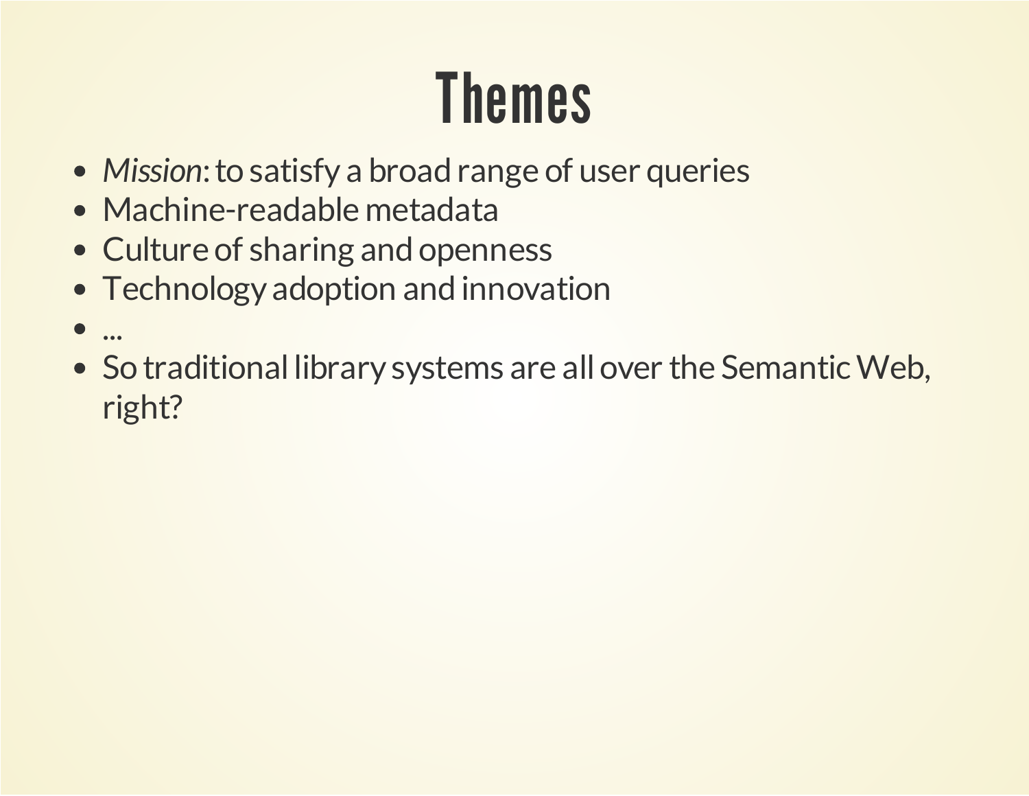# Themes

- *Mission*: to satisfy a broad range of user queries
- Machine-readable metadata
- Culture of sharing and openness
- Technology adoption and innovation
- ...
- So traditional library systems are all over the Semantic Web, right?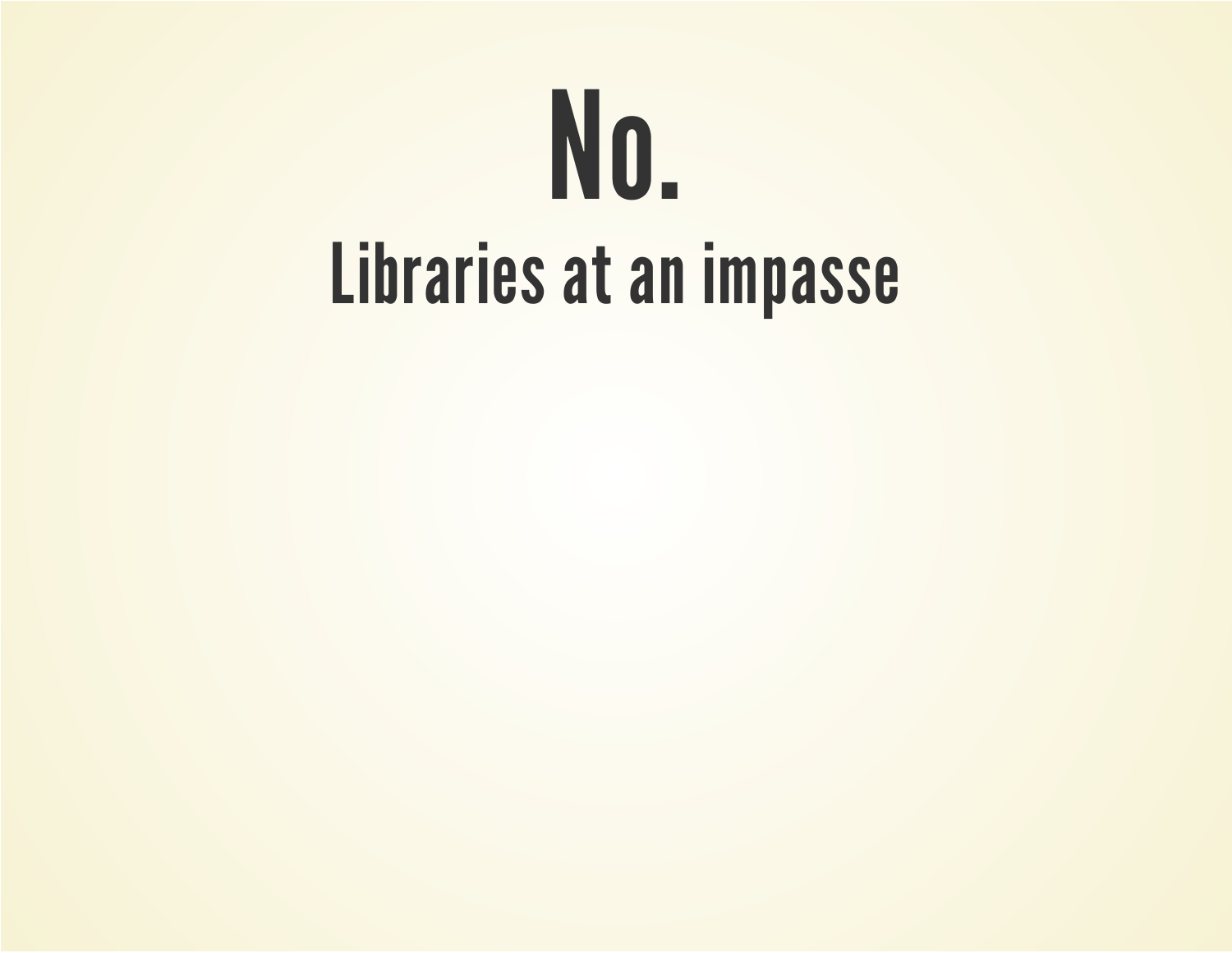# No.

## Libraries at an impasse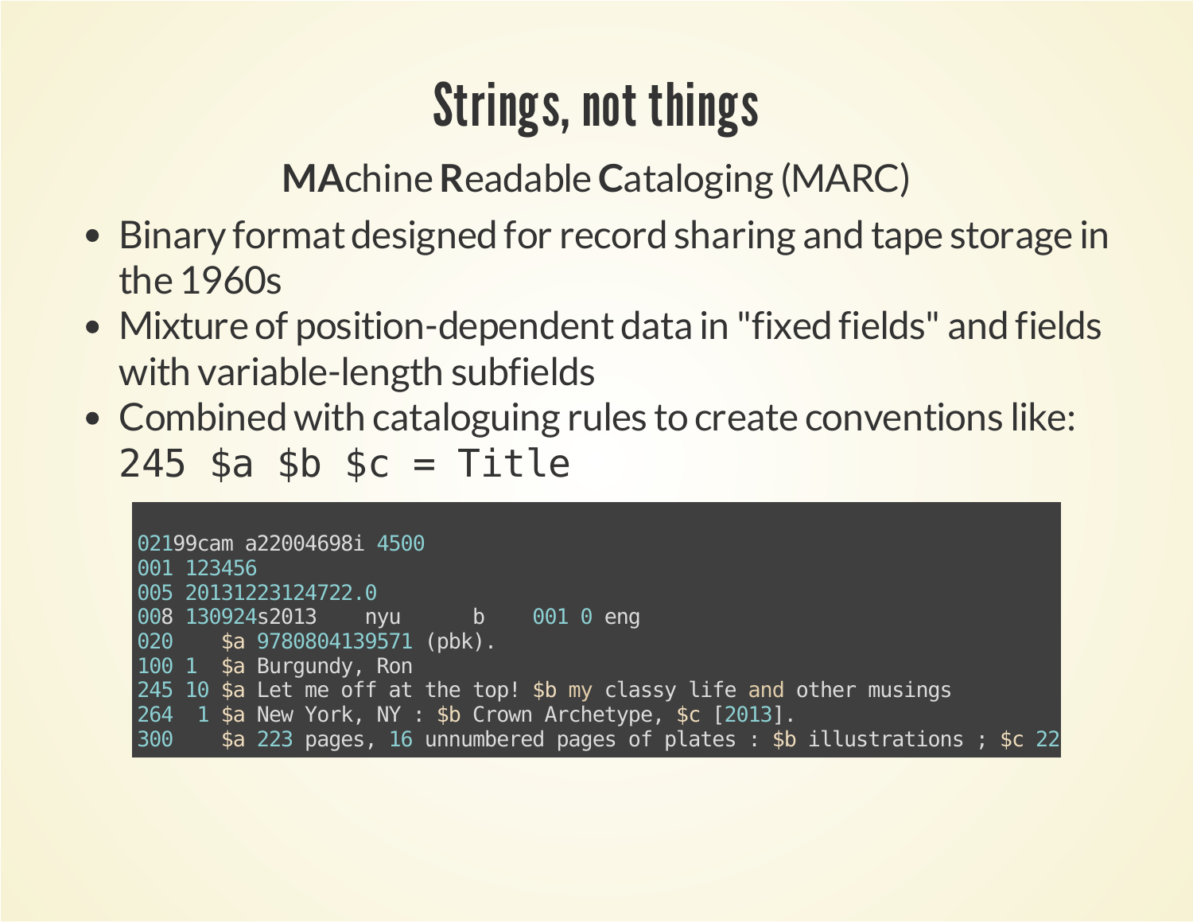# Strings, not things

**MA**chine **R**eadable **C**ataloging (MARC)

- Binary format designed for record sharing and tape storage in the 1960s
- Mixture of position-dependent data in "fixed fields" and fields with variable-length subfields
- Combined with cataloguing rules to create conventions like: `245 $a $b $c = Title`

```
02199cam a22004698i 4500
001 123456
005 20131223124722.0
008 130924s2013    nyu      b    001 0 eng
020    $a 9780804139571 (pbk).
100 1  $a Burgundy, Ron
245 10 $a Let me off at the top! $b my classy life and other musings
264  1 $a New York, NY : $b Crown Archetype, $c [2013].
300    $a 223 pages, 16 unnumbered pages of plates : $b illustrations ; $c 22
```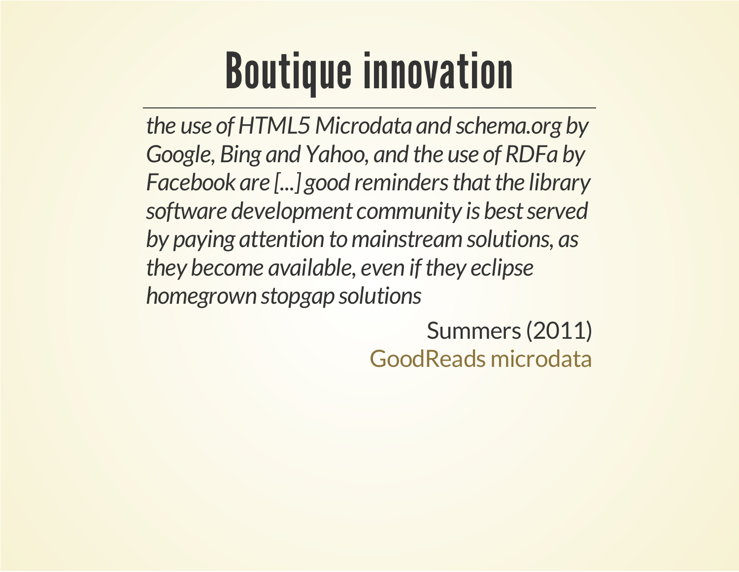# Boutique innovation

*the use of HTML5 Microdata and schema.org by Google, Bing and Yahoo, and the use of RDFa by Facebook are [...] good reminders that the library software development community is best served by paying attention to mainstream solutions, as they become available, even if they eclipse homegrown stopgap solutions*

Summers (2011)

GoodReads microdata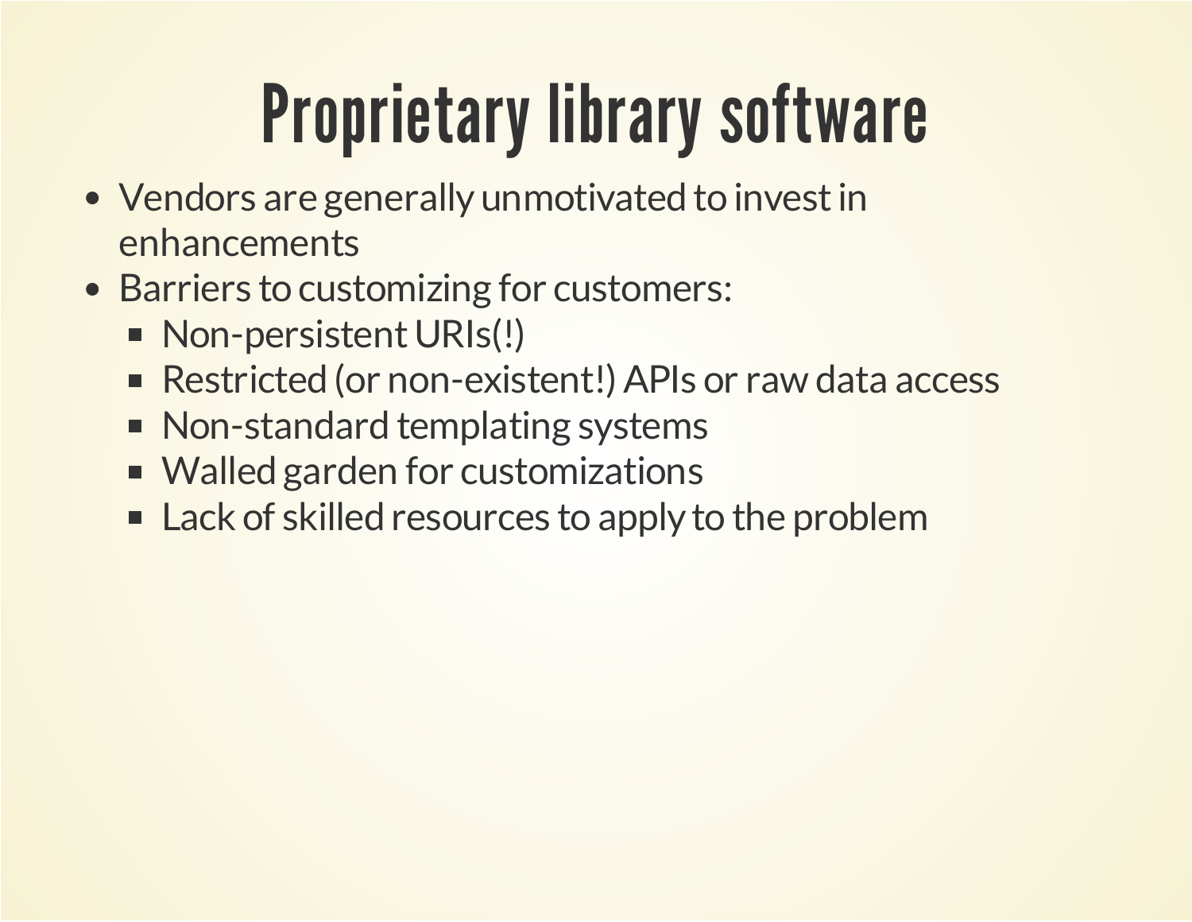# Proprietary library software

- Vendors are generally unmotivated to invest in enhancements
- Barriers to customizing for customers:
  - Non-persistent URIs(!)
  - Restricted (or non-existent!) APIs or raw data access
  - Non-standard templating systems
  - Walled garden for customizations
  - Lack of skilled resources to apply to the problem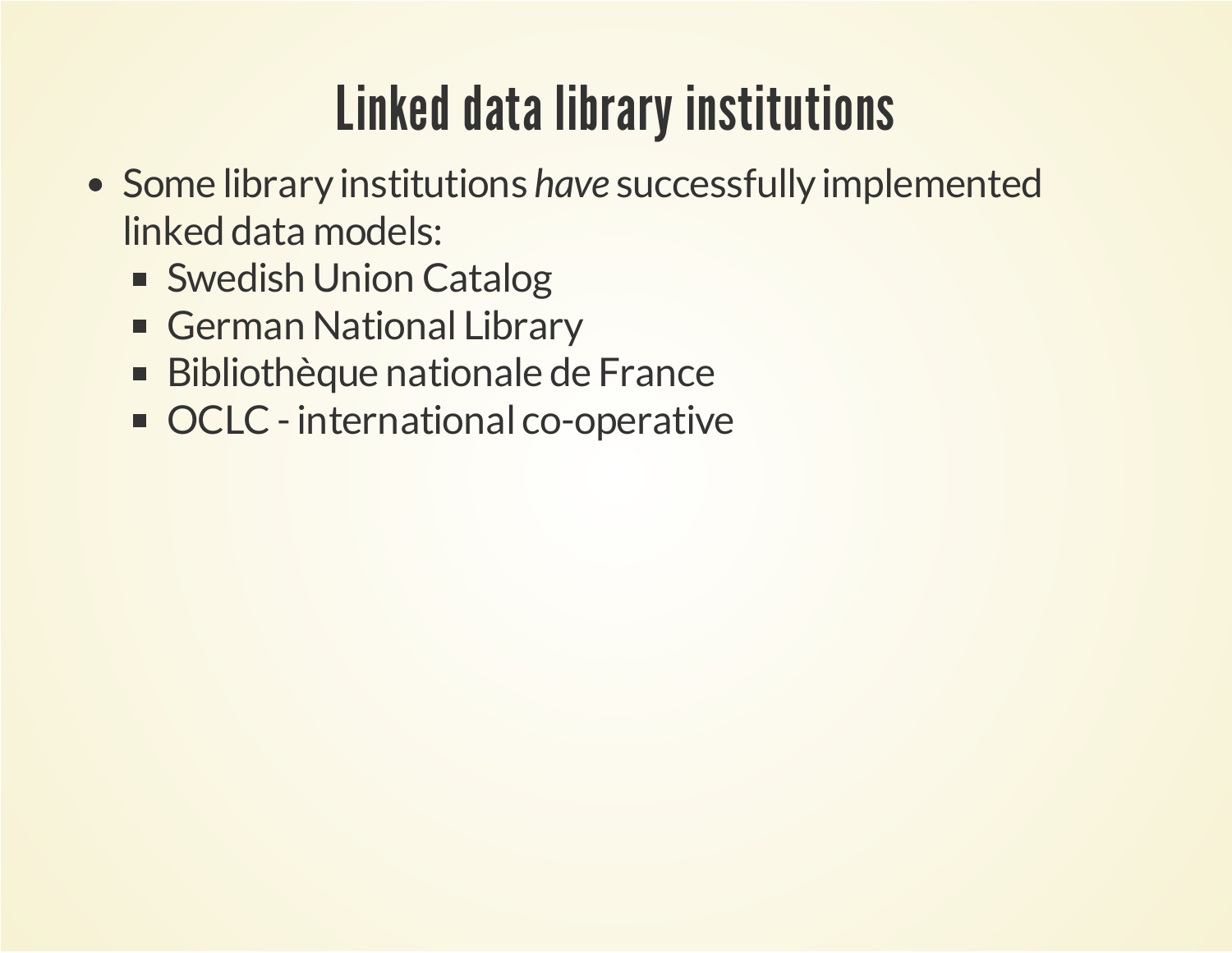# Linked data library institutions

- Some library institutions *have* successfully implemented linked data models:
  - Swedish Union Catalog
  - German National Library
  - Bibliothèque nationale de France
  - OCLC - international co-operative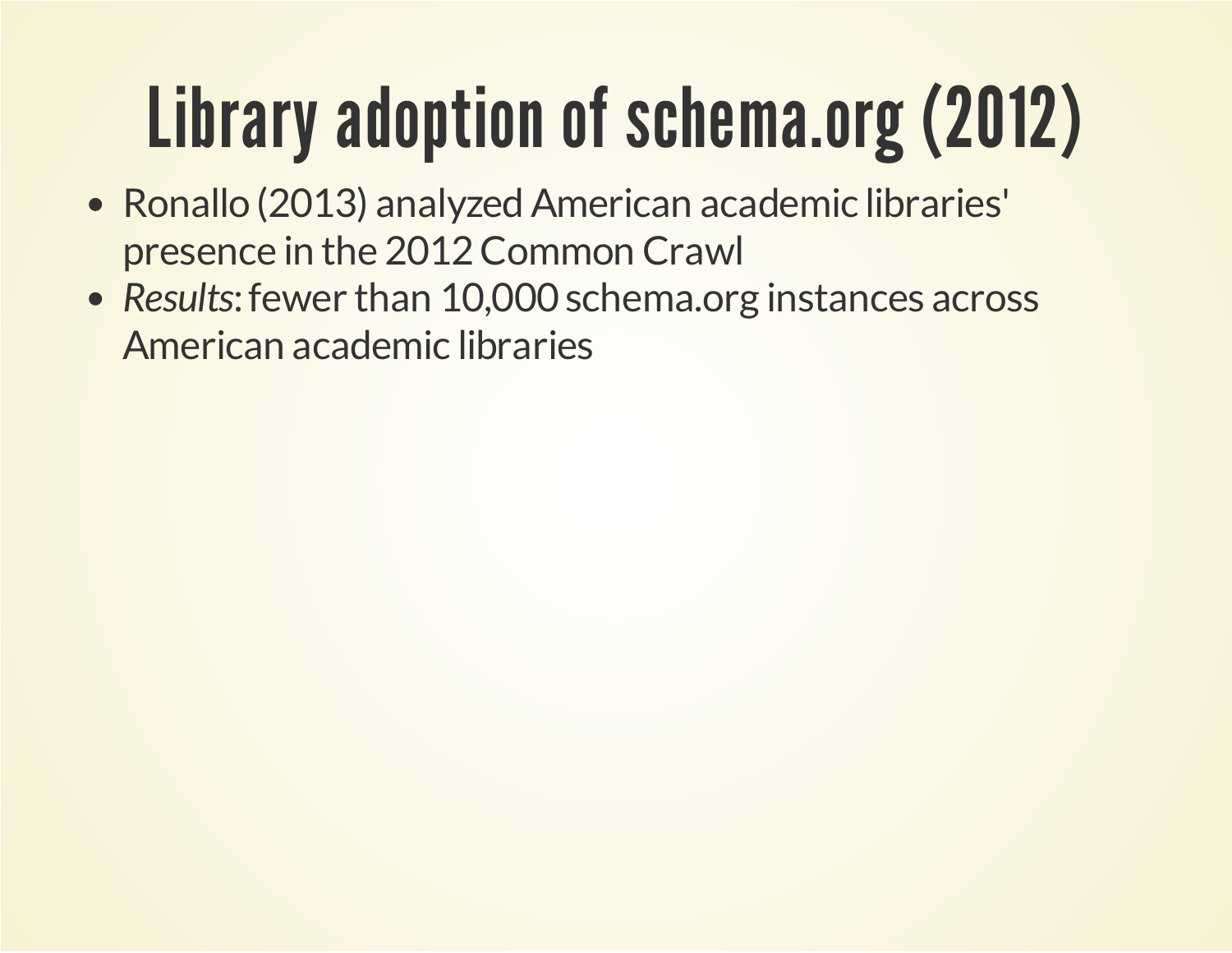# Library adoption of schema.org (2012)

- Ronallo (2013) analyzed American academic libraries' presence in the 2012 Common Crawl
- *Results*: fewer than 10,000 schema.org instances across American academic libraries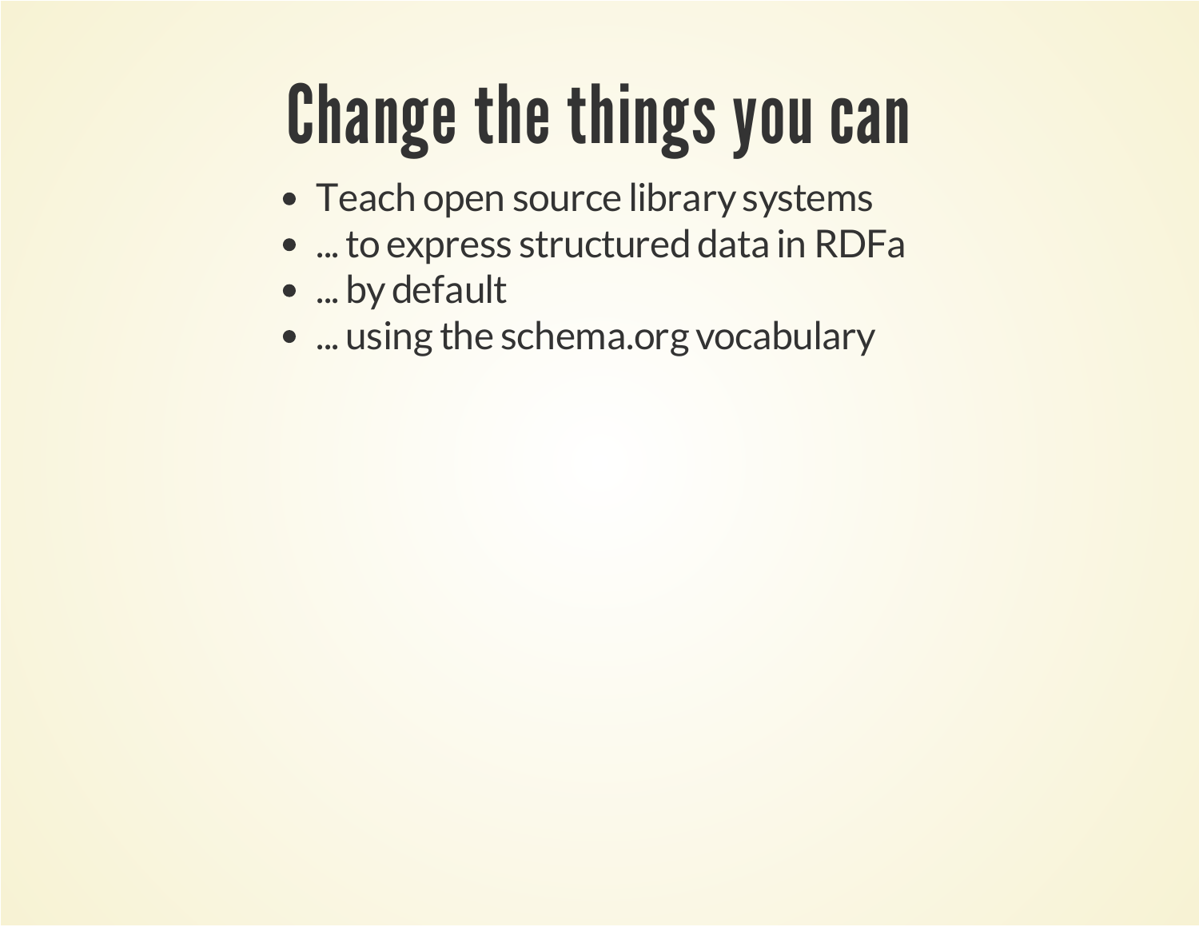# Change the things you can

- Teach open source library systems
- ... to express structured data in RDFa
- ... by default
- ... using the schema.org vocabulary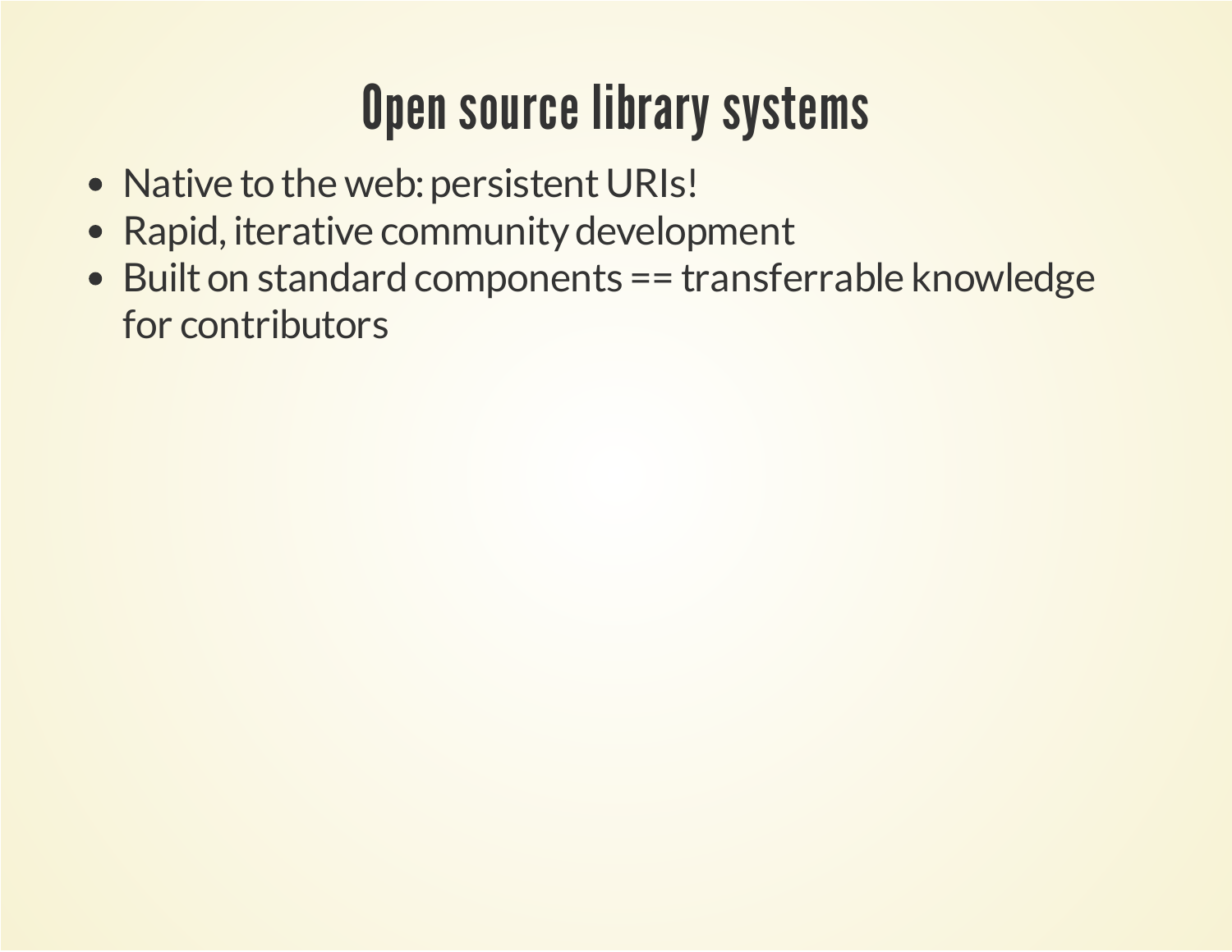# Open source library systems

- Native to the web: persistent URIs!
- Rapid, iterative community development
- Built on standard components == transferrable knowledge for contributors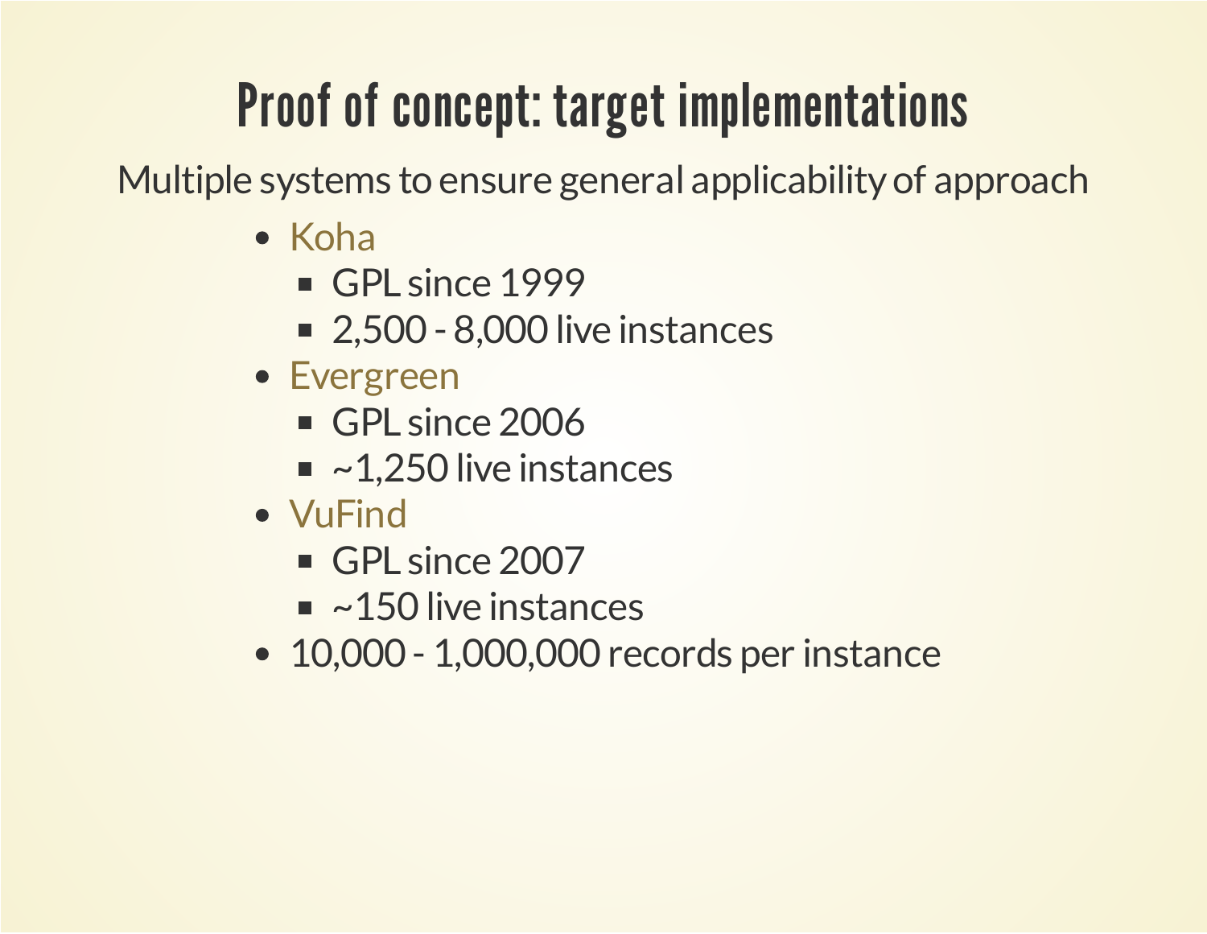# Proof of concept: target implementations

Multiple systems to ensure general applicability of approach

- Koha
  - GPL since 1999
  - 2,500 - 8,000 live instances
- Evergreen
  - GPL since 2006
  - ~1,250 live instances
- VuFind
  - GPL since 2007
  - ~150 live instances
- 10,000 - 1,000,000 records per instance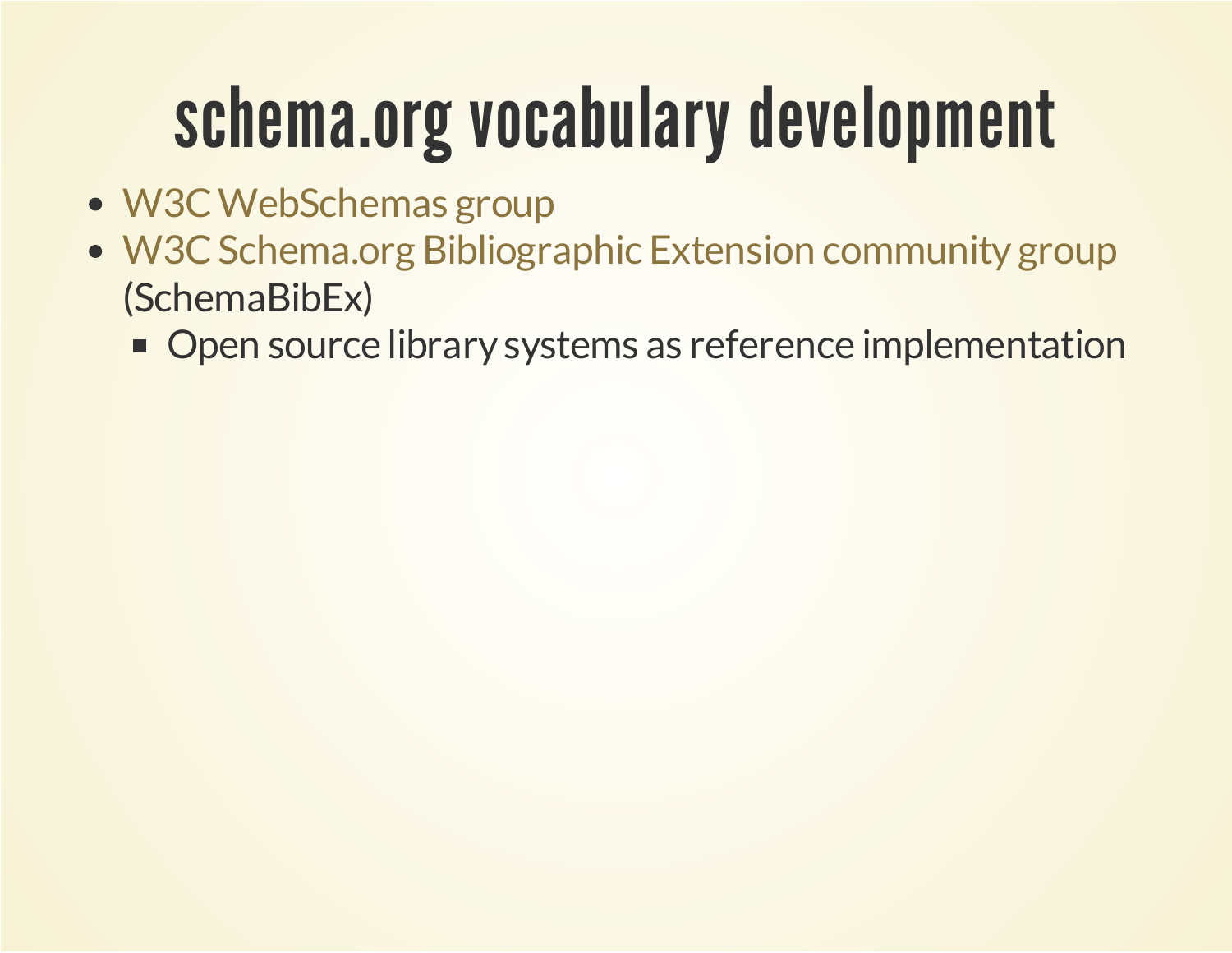# schema.org vocabulary development

- W3C WebSchemas group
- W3C Schema.org Bibliographic Extension community group (SchemaBibEx)
  - Open source library systems as reference implementation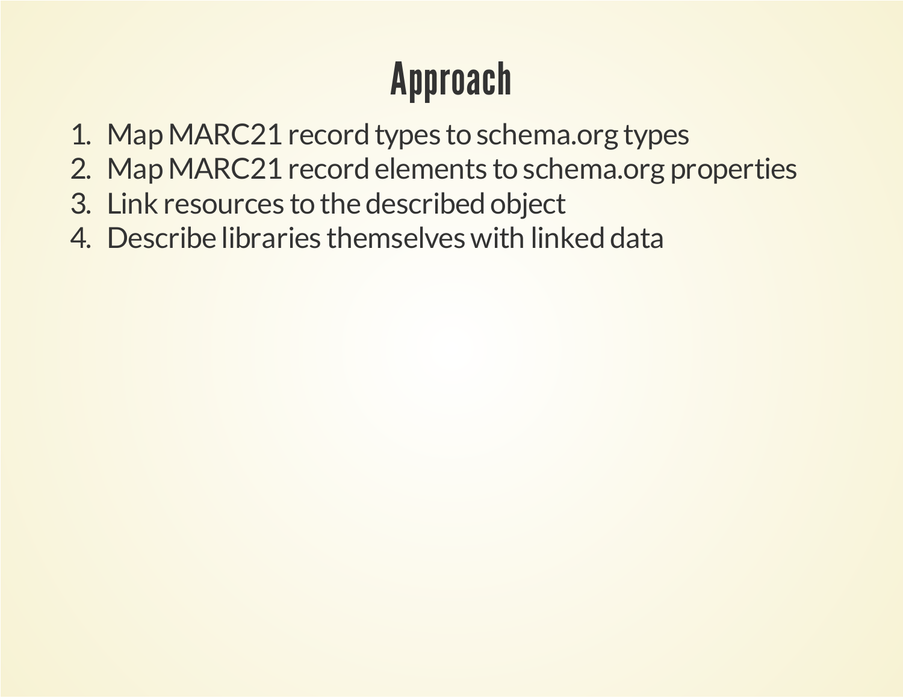# Approach

1. Map MARC21 record types to schema.org types
2. Map MARC21 record elements to schema.org properties
3. Link resources to the described object
4. Describe libraries themselves with linked data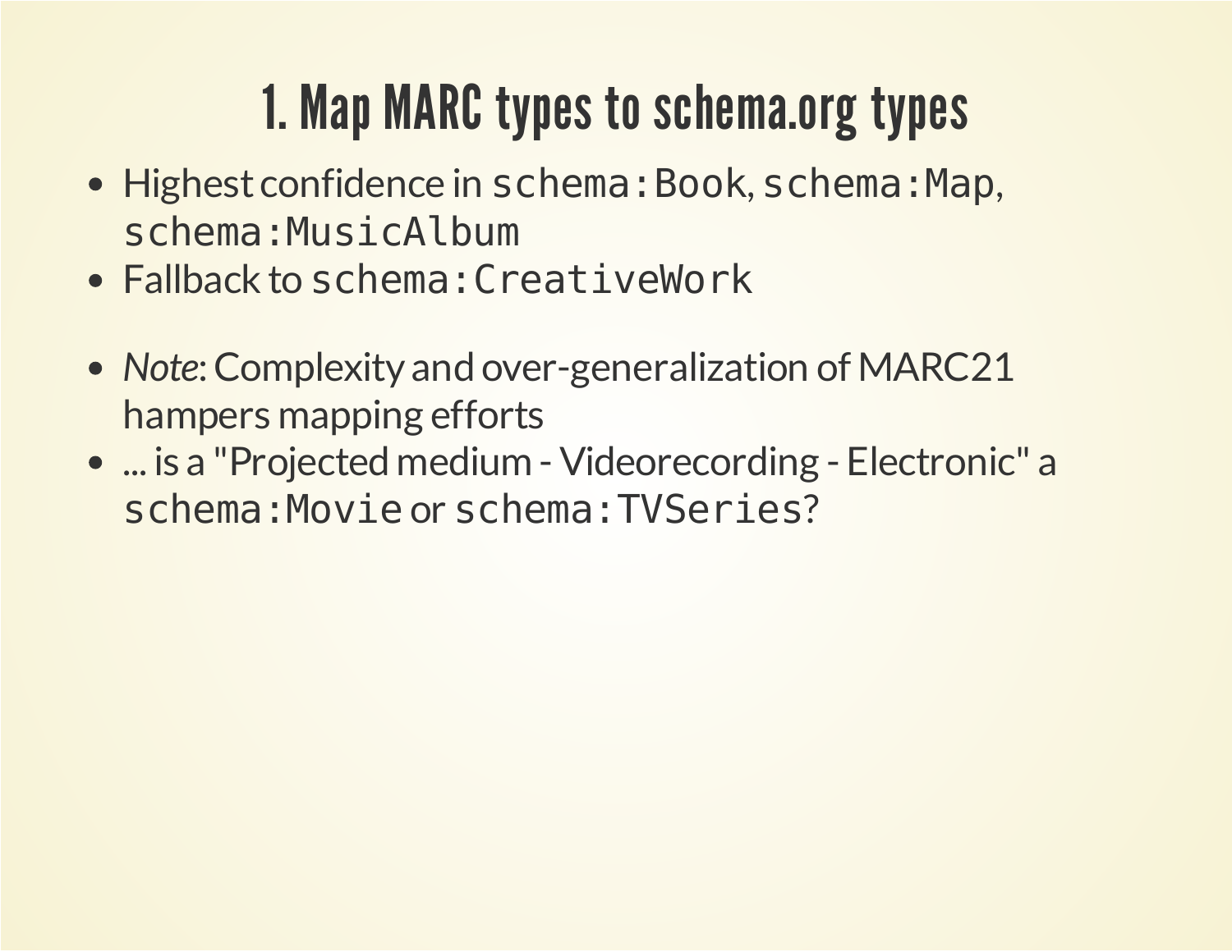# 1. Map MARC types to schema.org types

- Highest confidence in `schema:Book`, `schema:Map`, `schema:MusicAlbum`
- Fallback to `schema:CreativeWork`

- *Note*: Complexity and over-generalization of MARC21 hampers mapping efforts
- ... is a "Projected medium - Videorecording - Electronic" a `schema:Movie` or `schema:TVSeries`?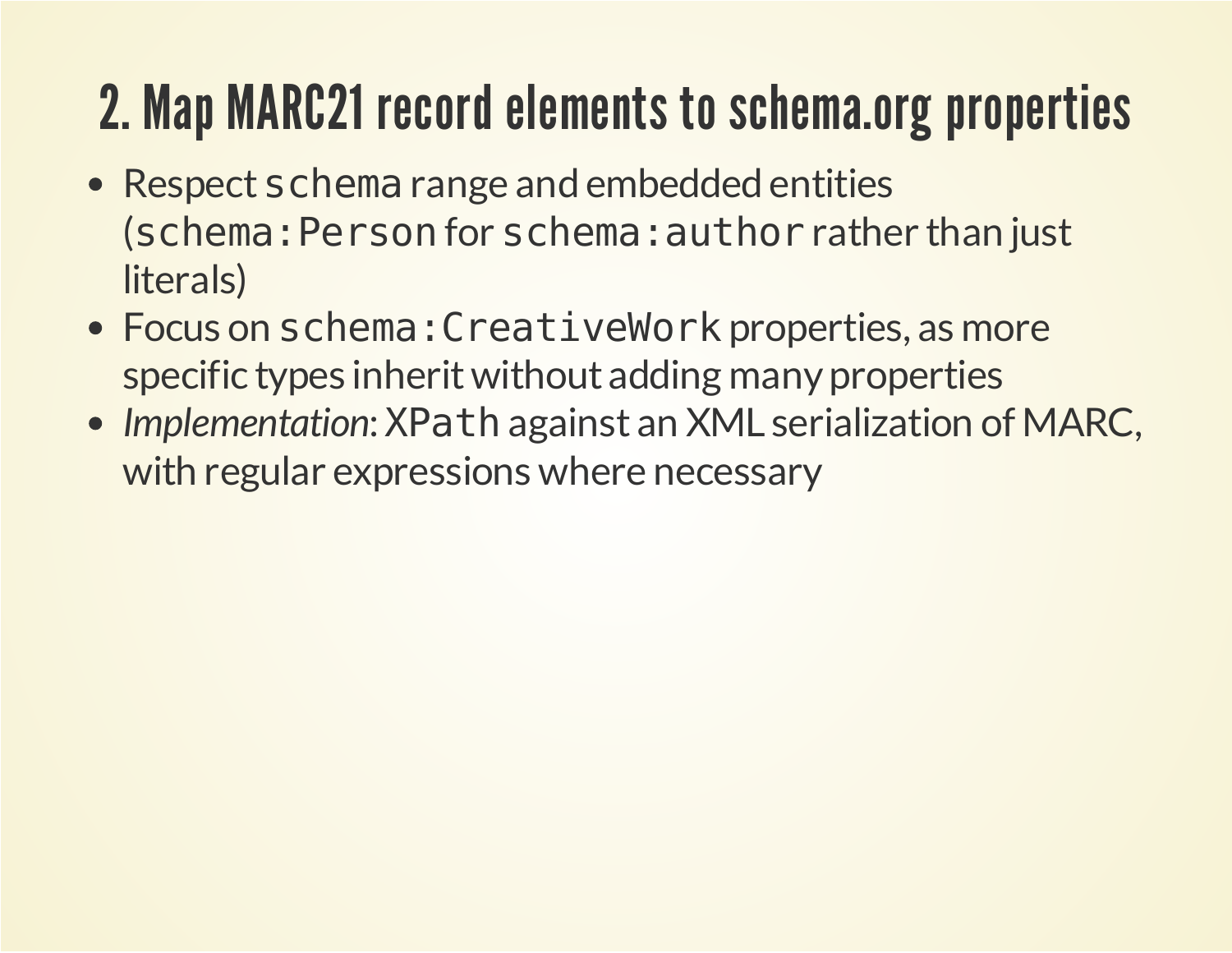# 2. Map MARC21 record elements to schema.org properties

- Respect `schema` range and embedded entities (`schema:Person` for `schema:author` rather than just literals)
- Focus on `schema:CreativeWork` properties, as more specific types inherit without adding many properties
- *Implementation*: `XPath` against an XML serialization of MARC, with regular expressions where necessary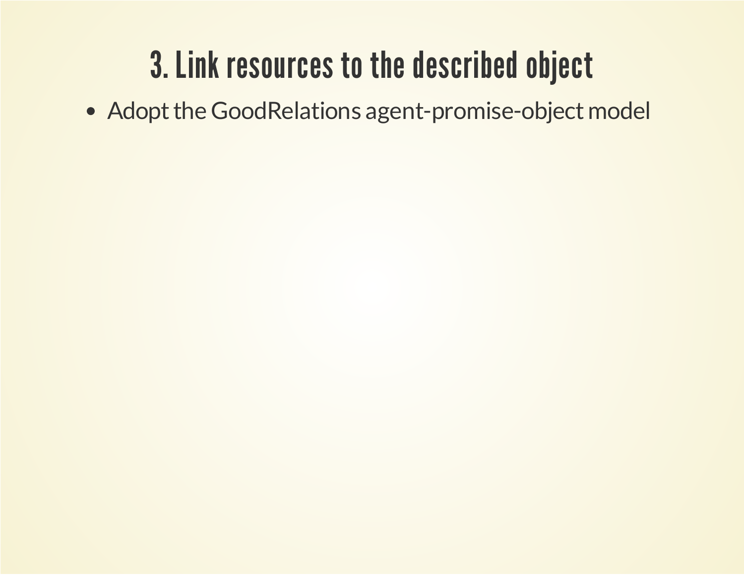# 3. Link resources to the described object

- Adopt the GoodRelations agent-promise-object model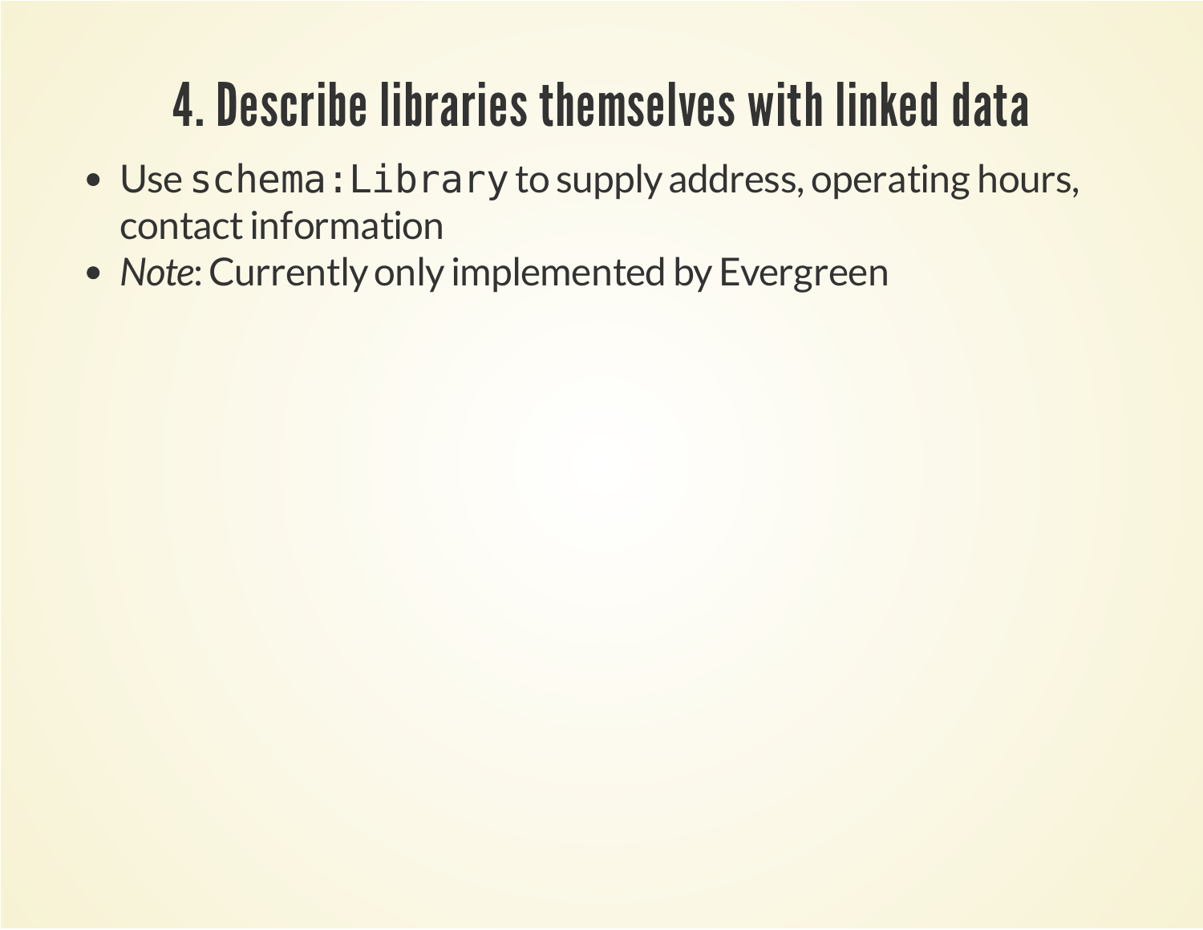# 4. Describe libraries themselves with linked data

- Use `schema:Library` to supply address, operating hours, contact information
- *Note*: Currently only implemented by Evergreen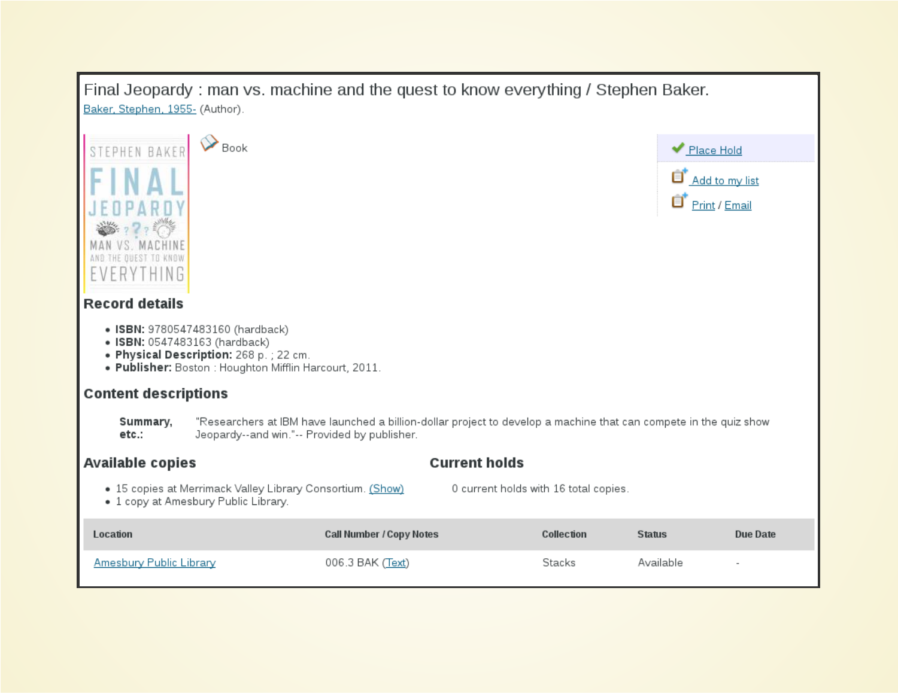Final Jeopardy : man vs. machine and the quest to know everything / Stephen Baker.

Baker, Stephen, 1955- (Author).

Book

Place Hold

Add to my list

Print / Email

## Record details

- **ISBN:** 9780547483160 (hardback)
- **ISBN:** 0547483163 (hardback)
- **Physical Description:** 268 p. ; 22 cm.
- **Publisher:** Boston : Houghton Mifflin Harcourt, 2011.

## Content descriptions

**Summary, etc.:** "Researchers at IBM have launched a billion-dollar project to develop a machine that can compete in the quiz show Jeopardy--and win."-- Provided by publisher.

## Available copies

- 15 copies at Merrimack Valley Library Consortium. (Show)
- 1 copy at Amesbury Public Library.

## Current holds

0 current holds with 16 total copies.

| Location | Call Number / Copy Notes | Collection | Status | Due Date |
|---|---|---|---|---|
| Amesbury Public Library | 006.3 BAK (Text) | Stacks | Available | - |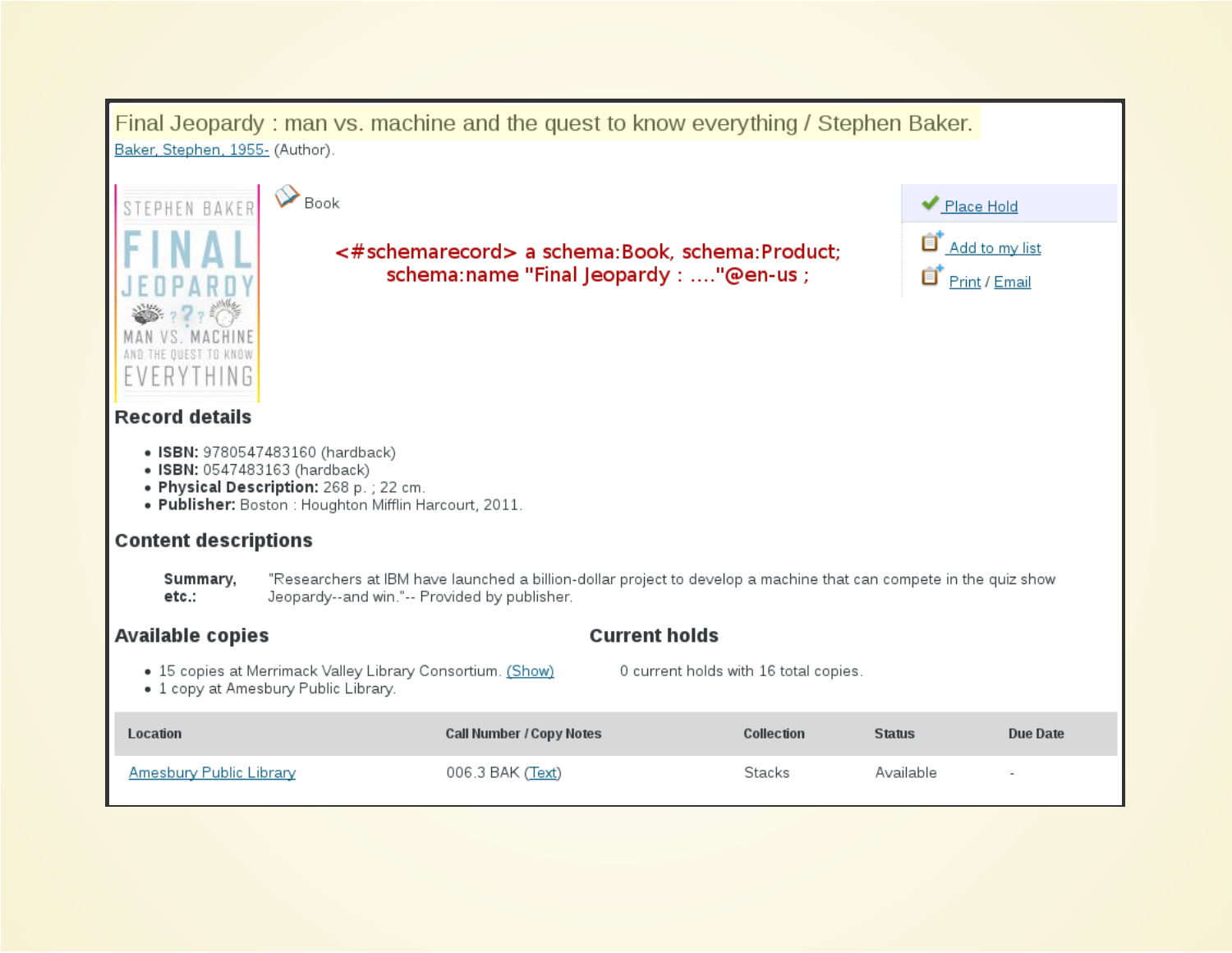# Final Jeopardy : man vs. machine and the quest to know everything / Stephen Baker.

Baker, Stephen, 1955- (Author).

Book

<#schemarecord> a schema:Book, schema:Product;
schema:name "Final Jeopardy : ...."@en-us ;

Place Hold

Add to my list

Print / Email

## Record details

- **ISBN:** 9780547483160 (hardback)
- **ISBN:** 0547483163 (hardback)
- **Physical Description:** 268 p. ; 22 cm.
- **Publisher:** Boston : Houghton Mifflin Harcourt, 2011.

## Content descriptions

**Summary, etc.:** "Researchers at IBM have launched a billion-dollar project to develop a machine that can compete in the quiz show Jeopardy--and win."-- Provided by publisher.

## Available copies

- 15 copies at Merrimack Valley Library Consortium. (Show)
- 1 copy at Amesbury Public Library.

## Current holds

0 current holds with 16 total copies.

| Location | Call Number / Copy Notes | Collection | Status | Due Date |
|---|---|---|---|---|
| Amesbury Public Library | 006.3 BAK (Text) | Stacks | Available | - |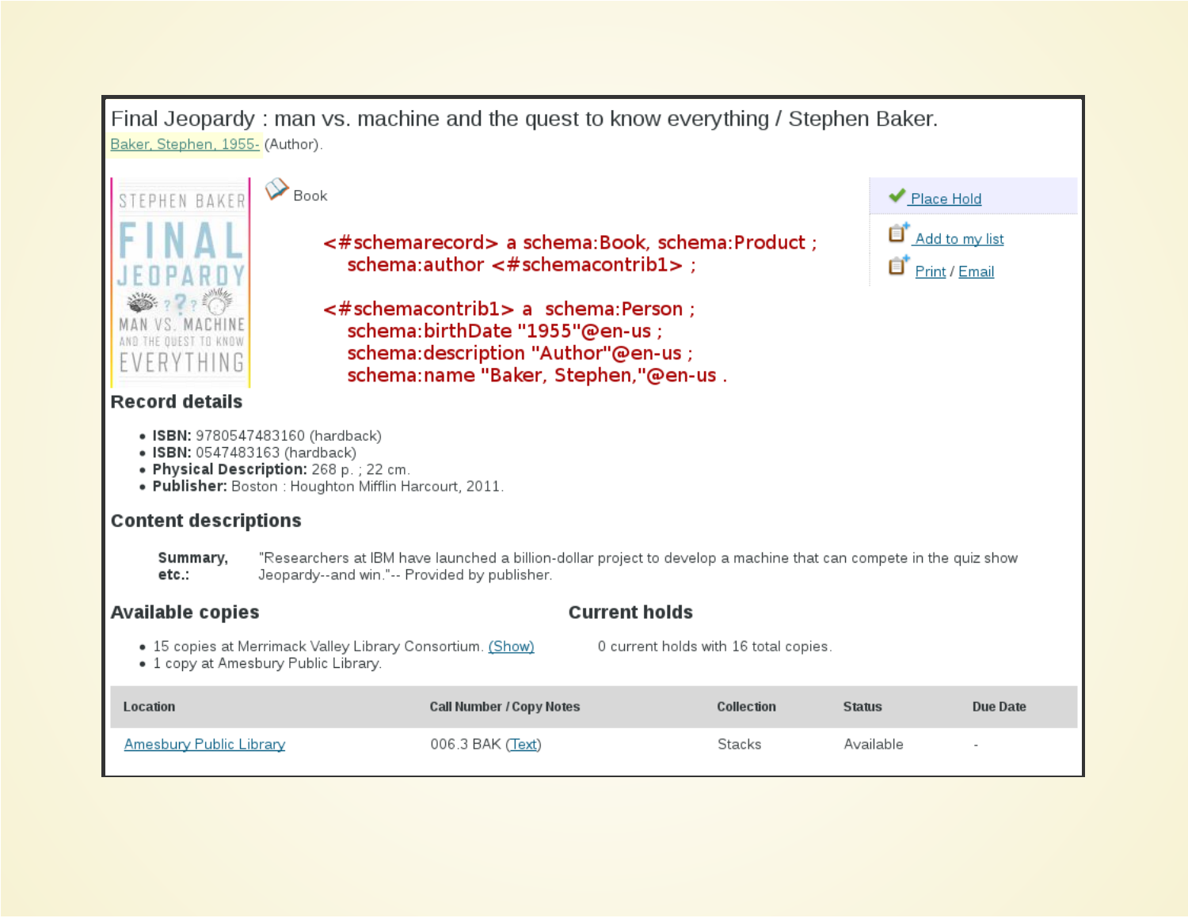Final Jeopardy : man vs. machine and the quest to know everything / Stephen Baker.

Baker, Stephen, 1955- (Author).

Book

```
<#schemarecord> a schema:Book, schema:Product ;
   schema:author <#schemacontrib1> ;

<#schemacontrib1> a  schema:Person ;
   schema:birthDate "1955"@en-us ;
   schema:description "Author"@en-us ;
   schema:name "Baker, Stephen,"@en-us .
```

Place Hold

Add to my list

Print / Email

**Record details**

- **ISBN:** 9780547483160 (hardback)
- **ISBN:** 0547483163 (hardback)
- **Physical Description:** 268 p. ; 22 cm.
- **Publisher:** Boston : Houghton Mifflin Harcourt, 2011.

**Content descriptions**

**Summary, etc.:** "Researchers at IBM have launched a billion-dollar project to develop a machine that can compete in the quiz show Jeopardy--and win."-- Provided by publisher.

**Available copies**

- 15 copies at Merrimack Valley Library Consortium. (Show)
- 1 copy at Amesbury Public Library.

**Current holds**

0 current holds with 16 total copies.

| Location | Call Number / Copy Notes | Collection | Status | Due Date |
|---|---|---|---|---|
| Amesbury Public Library | 006.3 BAK (Text) | Stacks | Available | - |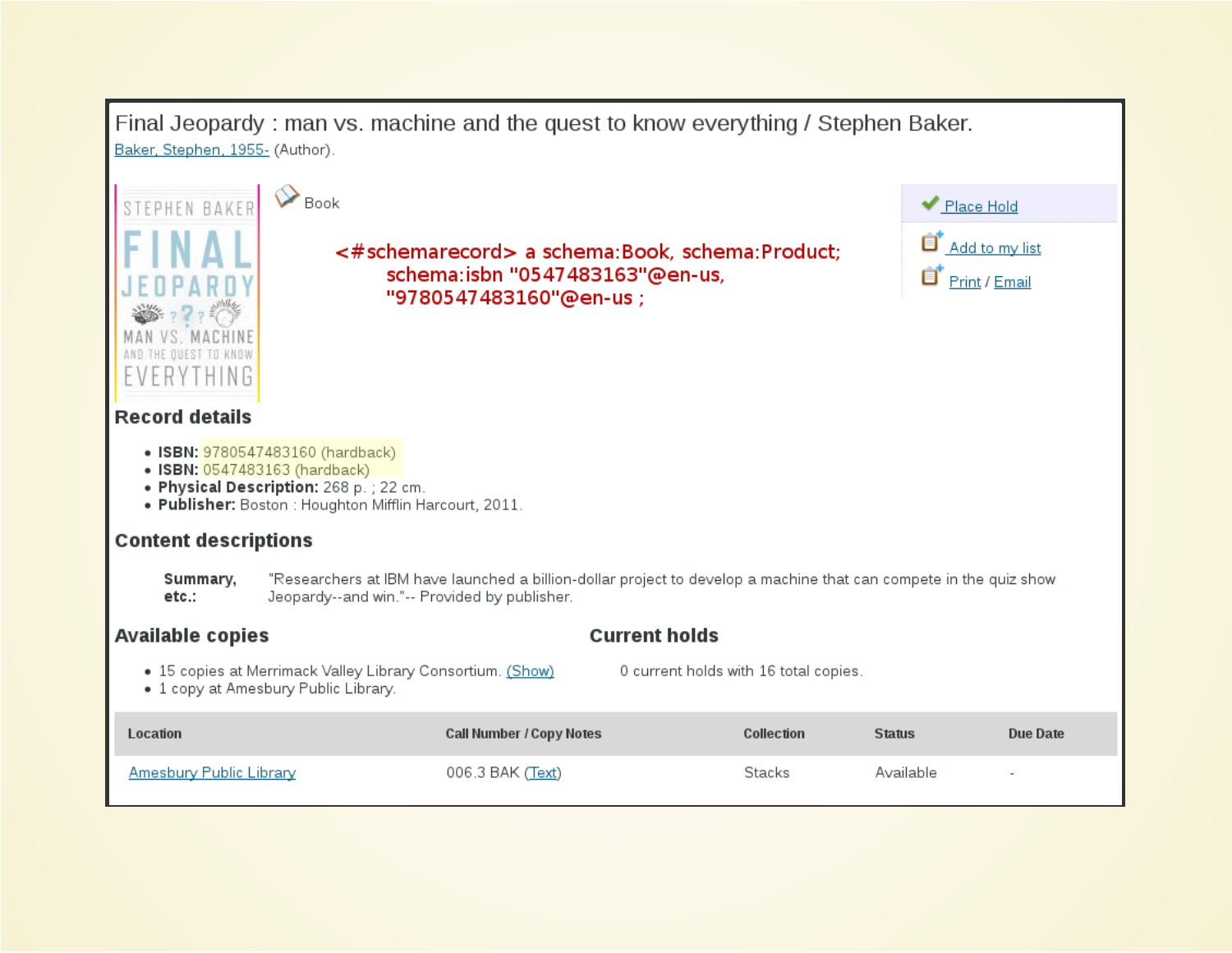Final Jeopardy : man vs. machine and the quest to know everything / Stephen Baker.

Baker, Stephen, 1955- (Author).

Book

```
<#schemarecord> a schema:Book, schema:Product;
    schema:isbn "0547483163"@en-us,
    "9780547483160"@en-us ;
```

Place Hold

Add to my list

Print / Email

## Record details

- **ISBN:** 9780547483160 (hardback)
- **ISBN:** 0547483163 (hardback)
- **Physical Description:** 268 p. ; 22 cm.
- **Publisher:** Boston : Houghton Mifflin Harcourt, 2011.

## Content descriptions

**Summary, etc.:** "Researchers at IBM have launched a billion-dollar project to develop a machine that can compete in the quiz show Jeopardy--and win."-- Provided by publisher.

## Available copies

- 15 copies at Merrimack Valley Library Consortium. (Show)
- 1 copy at Amesbury Public Library.

## Current holds

0 current holds with 16 total copies.

| Location | Call Number / Copy Notes | Collection | Status | Due Date |
|---|---|---|---|---|
| Amesbury Public Library | 006.3 BAK (Text) | Stacks | Available | - |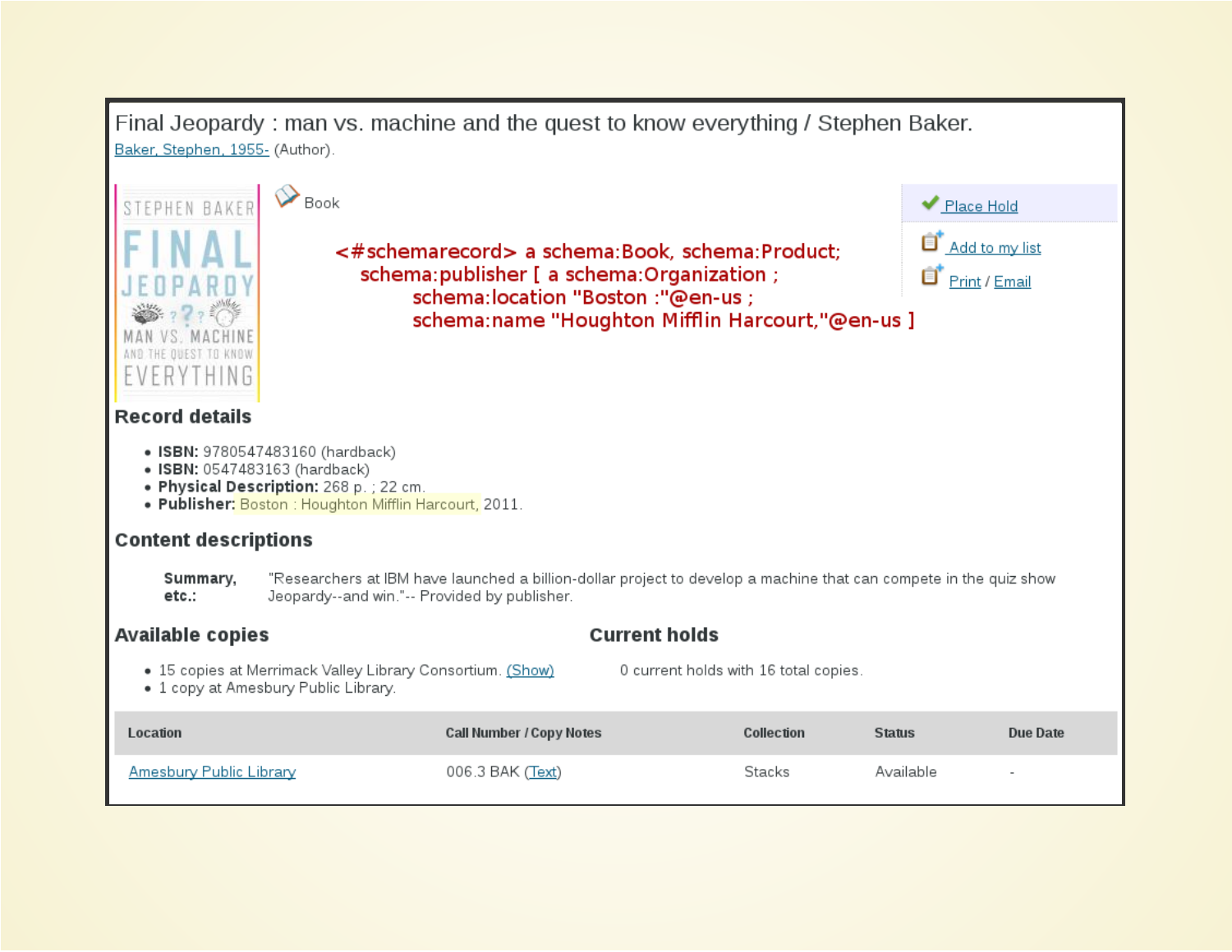# Final Jeopardy : man vs. machine and the quest to know everything / Stephen Baker.

Baker, Stephen, 1955- (Author).

Book

Place Hold

Add to my list

Print / Email

```
<#schemarecord> a schema:Book, schema:Product;
  schema:publisher [ a schema:Organization ;
      schema:location "Boston :"@en-us ;
      schema:name "Houghton Mifflin Harcourt,"@en-us ]
```

## Record details

- **ISBN:** 9780547483160 (hardback)
- **ISBN:** 0547483163 (hardback)
- **Physical Description:** 268 p. ; 22 cm.
- **Publisher:** Boston : Houghton Mifflin Harcourt, 2011.

## Content descriptions

**Summary, etc.:** "Researchers at IBM have launched a billion-dollar project to develop a machine that can compete in the quiz show Jeopardy--and win."-- Provided by publisher.

## Available copies

- 15 copies at Merrimack Valley Library Consortium. (Show)
- 1 copy at Amesbury Public Library.

## Current holds

0 current holds with 16 total copies.

| Location | Call Number / Copy Notes | Collection | Status | Due Date |
|---|---|---|---|---|
| Amesbury Public Library | 006.3 BAK (Text) | Stacks | Available | - |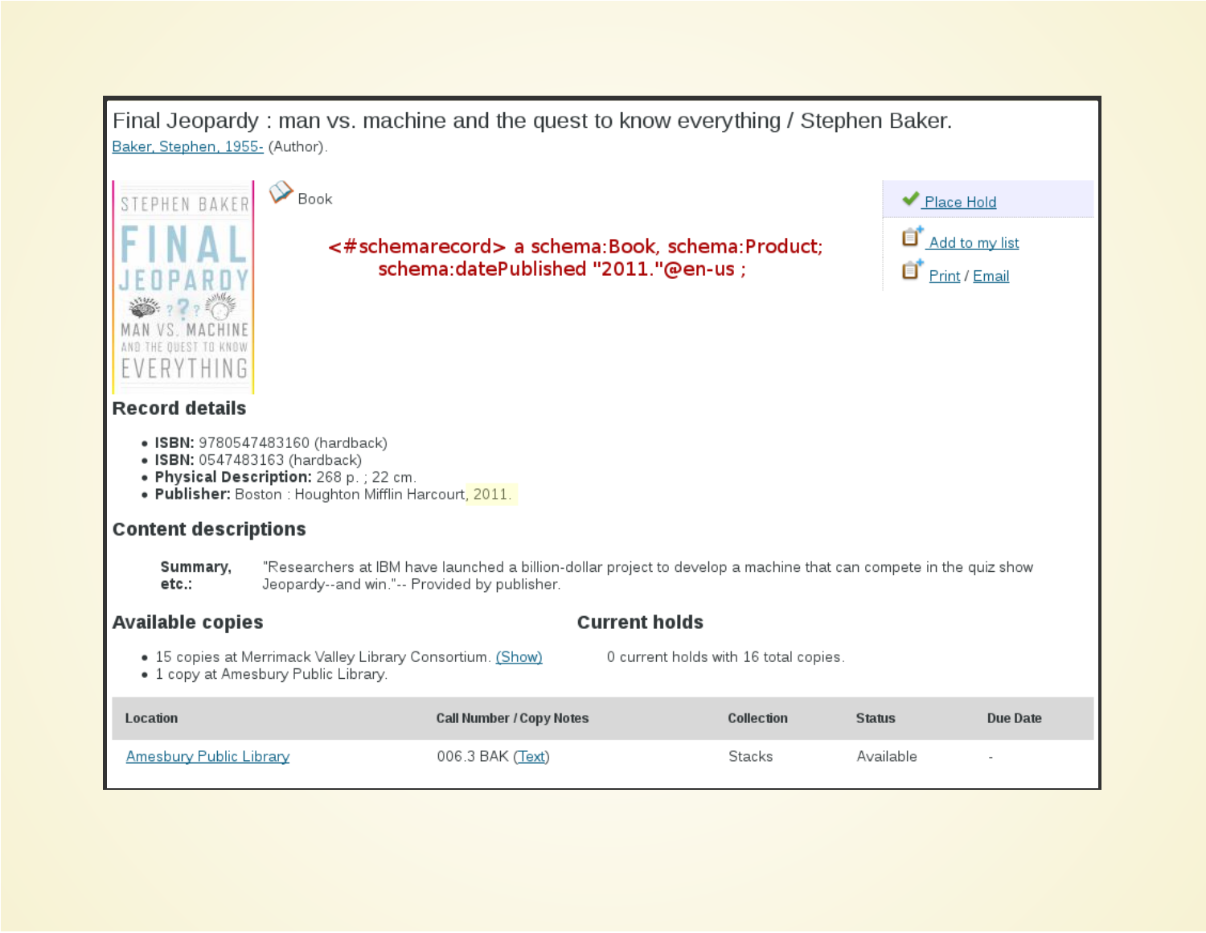# Final Jeopardy : man vs. machine and the quest to know everything / Stephen Baker.

Baker, Stephen, 1955- (Author).

Book

<#schemarecord> a schema:Book, schema:Product;
schema:datePublished "2011."@en-us ;

Place Hold

Add to my list

Print / Email

## Record details

- **ISBN:** 9780547483160 (hardback)
- **ISBN:** 0547483163 (hardback)
- **Physical Description:** 268 p. ; 22 cm.
- **Publisher:** Boston : Houghton Mifflin Harcourt, 2011.

## Content descriptions

**Summary, etc.:** "Researchers at IBM have launched a billion-dollar project to develop a machine that can compete in the quiz show Jeopardy--and win."-- Provided by publisher.

## Available copies

- 15 copies at Merrimack Valley Library Consortium. (Show)
- 1 copy at Amesbury Public Library.

## Current holds

0 current holds with 16 total copies.

| Location | Call Number / Copy Notes | Collection | Status | Due Date |
|---|---|---|---|---|
| Amesbury Public Library | 006.3 BAK (Text) | Stacks | Available | - |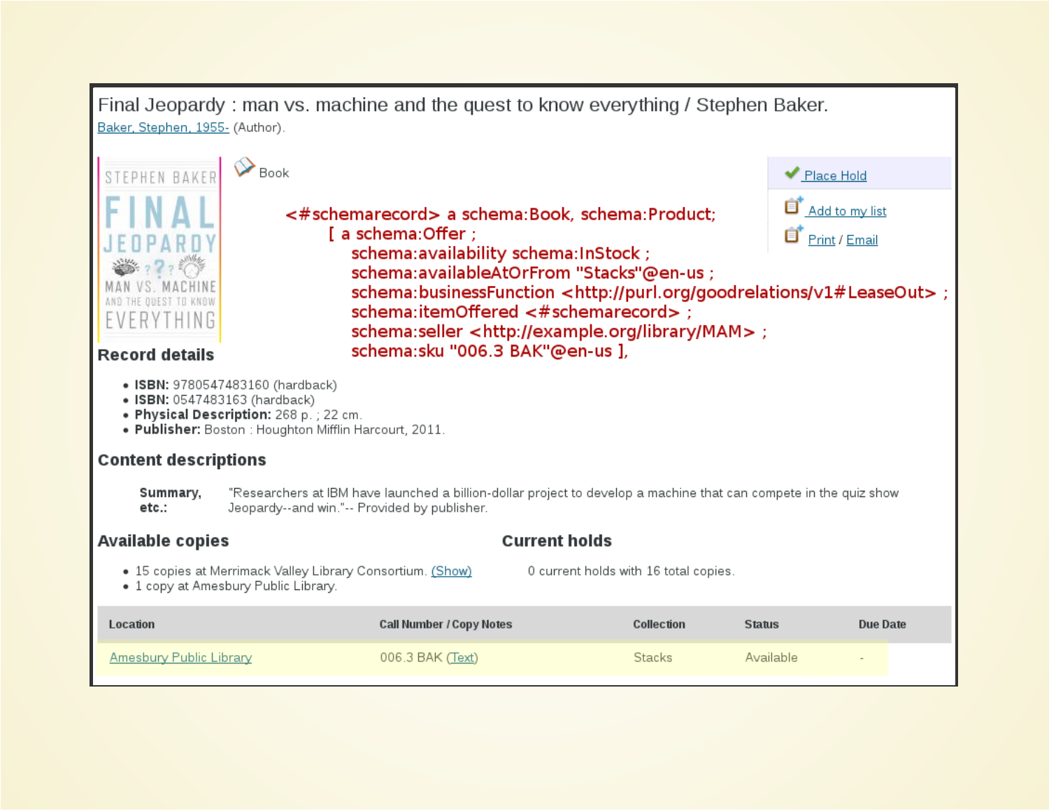# Final Jeopardy : man vs. machine and the quest to know everything / Stephen Baker.

Baker, Stephen, 1955- (Author).

Book

Place Hold

Add to my list

Print / Email

```
<#schemarecord> a schema:Book, schema:Product;
    [ a schema:Offer ;
        schema:availability schema:InStock ;
        schema:availableAtOrFrom "Stacks"@en-us ;
        schema:businessFunction <http://purl.org/goodrelations/v1#LeaseOut> ;
        schema:itemOffered <#schemarecord> ;
        schema:seller <http://example.org/library/MAM> ;
        schema:sku "006.3 BAK"@en-us ],
```

## Record details

- **ISBN:** 9780547483160 (hardback)
- **ISBN:** 0547483163 (hardback)
- **Physical Description:** 268 p. ; 22 cm.
- **Publisher:** Boston : Houghton Mifflin Harcourt, 2011.

## Content descriptions

**Summary, etc.:** "Researchers at IBM have launched a billion-dollar project to develop a machine that can compete in the quiz show Jeopardy--and win."-- Provided by publisher.

## Available copies

- 15 copies at Merrimack Valley Library Consortium. (Show)
- 1 copy at Amesbury Public Library.

## Current holds

0 current holds with 16 total copies.

| Location | Call Number / Copy Notes | Collection | Status | Due Date |
|---|---|---|---|---|
| Amesbury Public Library | 006.3 BAK (Text) | Stacks | Available | - |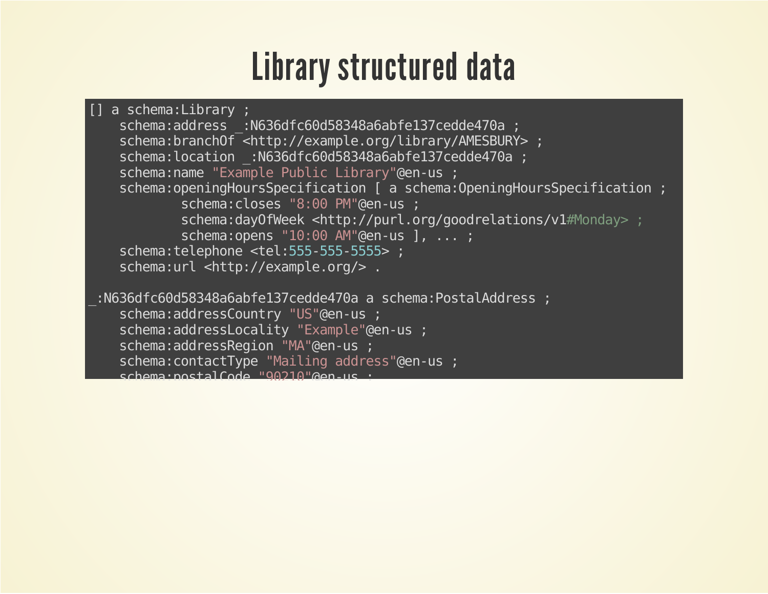# Library structured data

```
[] a schema:Library ;
    schema:address _:N636dfc60d58348a6abfe137cedde470a ;
    schema:branchOf <http://example.org/library/AMESBURY> ;
    schema:location _:N636dfc60d58348a6abfe137cedde470a ;
    schema:name "Example Public Library"@en-us ;
    schema:openingHoursSpecification [ a schema:OpeningHoursSpecification ;
            schema:closes "8:00 PM"@en-us ;
            schema:dayOfWeek <http://purl.org/goodrelations/v1#Monday> ;
            schema:opens "10:00 AM"@en-us ], ... ;
    schema:telephone <tel:555-555-5555> ;
    schema:url <http://example.org/> .

_:N636dfc60d58348a6abfe137cedde470a a schema:PostalAddress ;
    schema:addressCountry "US"@en-us ;
    schema:addressLocality "Example"@en-us ;
    schema:addressRegion "MA"@en-us ;
    schema:contactType "Mailing address"@en-us ;
    schema:postalCode "90210"@en-us ;
```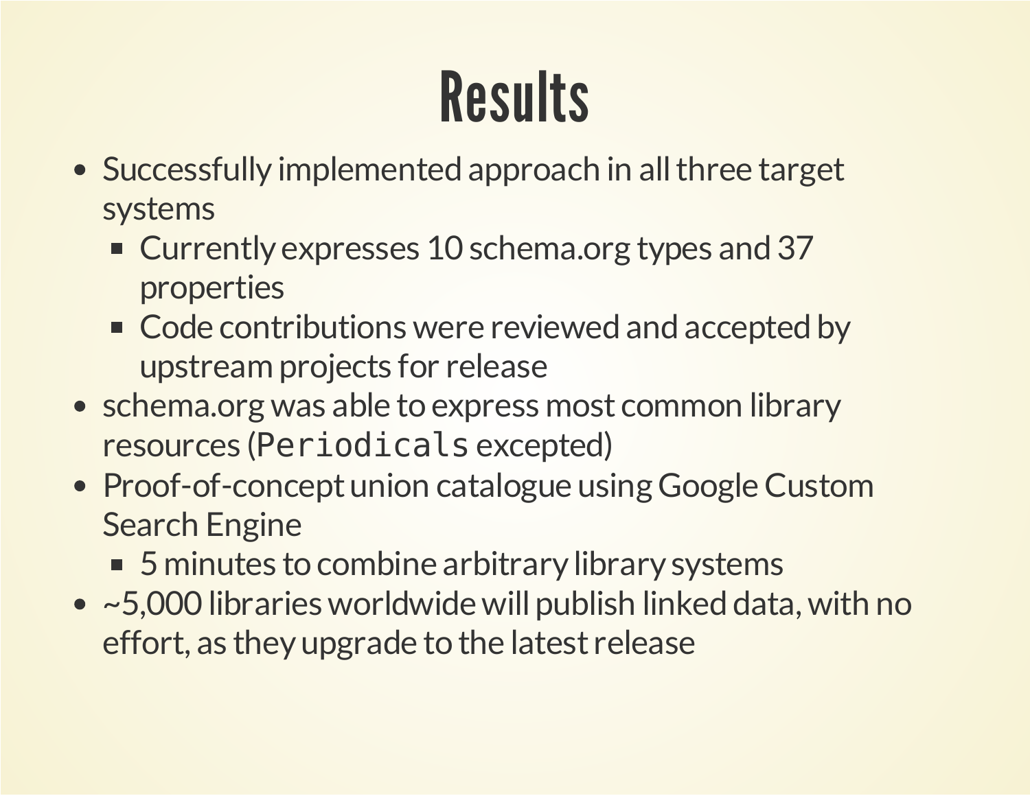# Results

- Successfully implemented approach in all three target systems
  - Currently expresses 10 schema.org types and 37 properties
  - Code contributions were reviewed and accepted by upstream projects for release
- schema.org was able to express most common library resources (`Periodicals` excepted)
- Proof-of-concept union catalogue using Google Custom Search Engine
  - 5 minutes to combine arbitrary library systems
- ~5,000 libraries worldwide will publish linked data, with no effort, as they upgrade to the latest release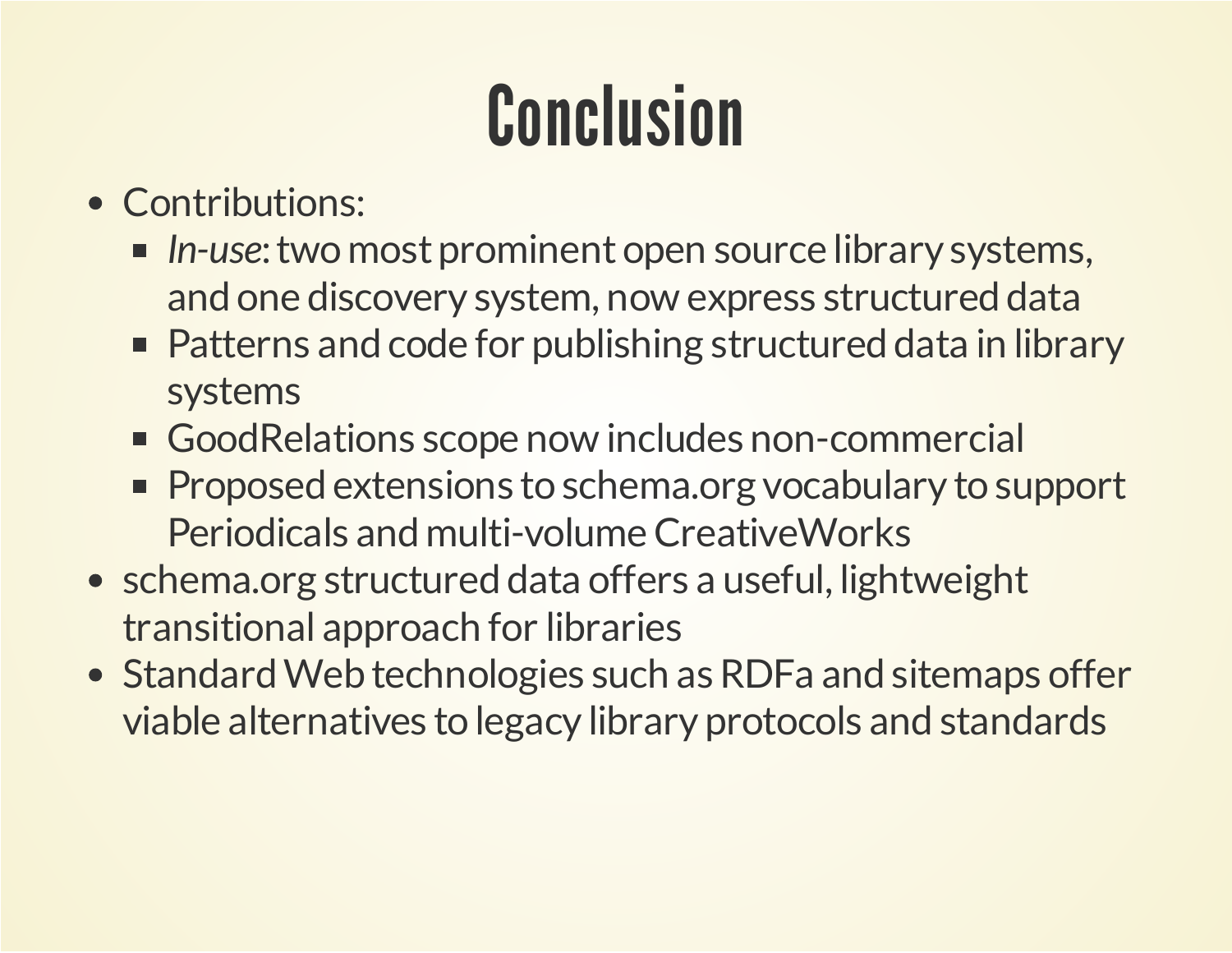# Conclusion

- Contributions:
  - *In-use*: two most prominent open source library systems, and one discovery system, now express structured data
  - Patterns and code for publishing structured data in library systems
  - GoodRelations scope now includes non-commercial
  - Proposed extensions to schema.org vocabulary to support Periodicals and multi-volume CreativeWorks
- schema.org structured data offers a useful, lightweight transitional approach for libraries
- Standard Web technologies such as RDFa and sitemaps offer viable alternatives to legacy library protocols and standards